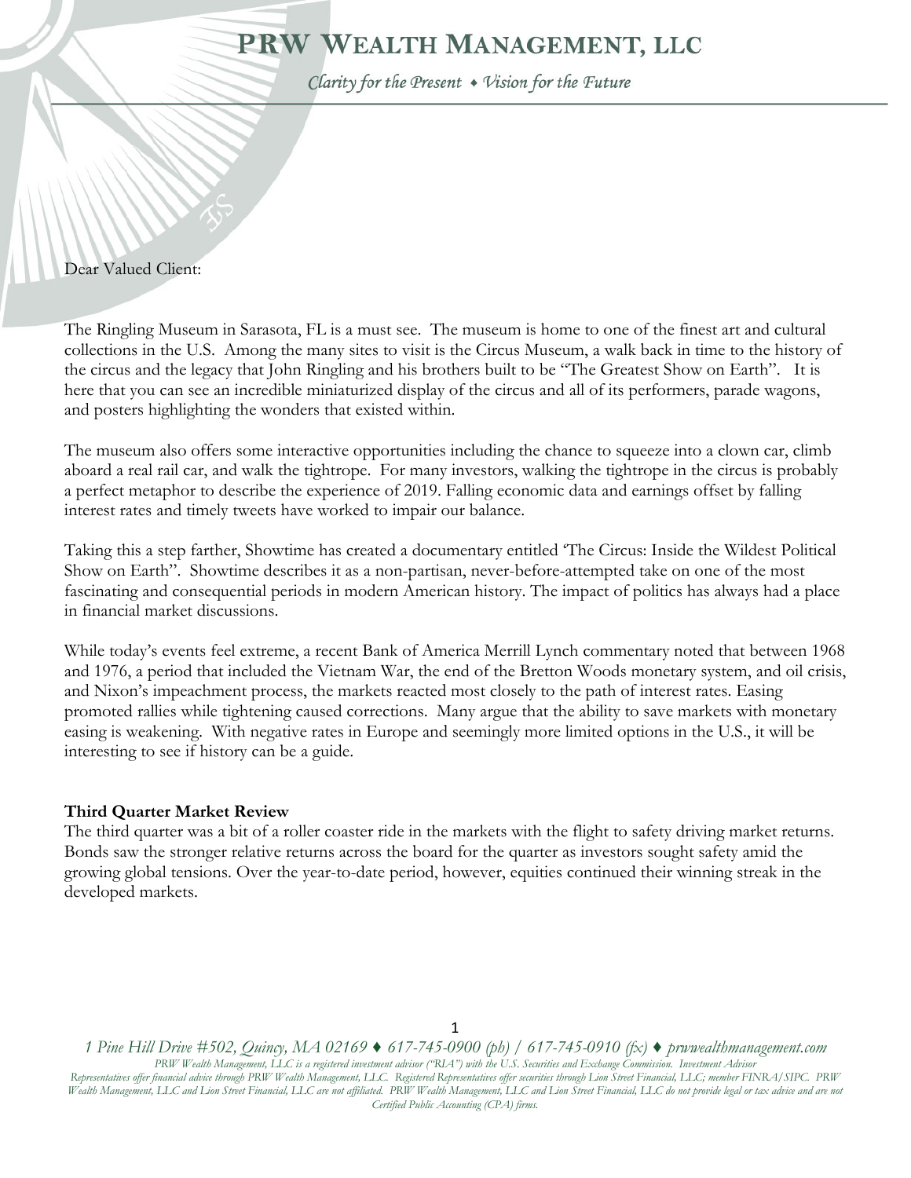# PRW WEALTH MANAGEMENT, LLC

*Clarity for the Present ♦ Vision for the Future*

Dear Valued Client:

The Ringling Museum in Sarasota, FL is a must see. The museum is home to one of the finest art and cultural collections in the U.S. Among the many sites to visit is the Circus Museum, a walk back in time to the history of the circus and the legacy that John Ringling and his brothers built to be "The Greatest Show on Earth". It is here that you can see an incredible miniaturized display of the circus and all of its performers, parade wagons, and posters highlighting the wonders that existed within.

The museum also offers some interactive opportunities including the chance to squeeze into a clown car, climb aboard a real rail car, and walk the tightrope. For many investors, walking the tightrope in the circus is probably a perfect metaphor to describe the experience of 2019. Falling economic data and earnings offset by falling interest rates and timely tweets have worked to impair our balance.

Taking this a step farther, Showtime has created a documentary entitled 'The Circus: Inside the Wildest Political Show on Earth". Showtime describes it as a non-partisan, never-before-attempted take on one of the most fascinating and consequential periods in modern American history. The impact of politics has always had a place in financial market discussions.

While today's events feel extreme, a recent Bank of America Merrill Lynch commentary noted that between 1968 and 1976, a period that included the Vietnam War, the end of the Bretton Woods monetary system, and oil crisis, and Nixon's impeachment process, the markets reacted most closely to the path of interest rates. Easing promoted rallies while tightening caused corrections. Many argue that the ability to save markets with monetary easing is weakening. With negative rates in Europe and seemingly more limited options in the U.S., it will be interesting to see if history can be a guide.

**Third Quarter Market Review**

The third quarter was a bit of a roller coaster ride in the markets with the flight to safety driving market returns. Bonds saw the stronger relative returns across the board for the quarter as investors sought safety amid the growing global tensions. Over the year-to-date period, however, equities continued their winning streak in the developed markets.

*1 Pine Hill Drive #502, Quincy, MA 02169 ♦ 617-745-0900 (ph) / 617-745-0910 (fx) ♦ prwwealthmanagement.com*

*PRW Wealth Management, LLC is a registered investment advisor ("RIA") with the U.S. Securities and Exchange Commission. Investment Advisor Representatives offer financial advice through PRW Wealth Management, LLC. Registered Representatives offer securities through Lion Street Financial, LLC; member FINRA/SIPC. PRW Wealth Management, LLC and Lion Street Financial, LLC are not affiliated. PRW Wealth Management, LLC and Lion Street Financial, LLC do not provide legal or tax advice and are not Certified Public Accounting (CPA) firms.*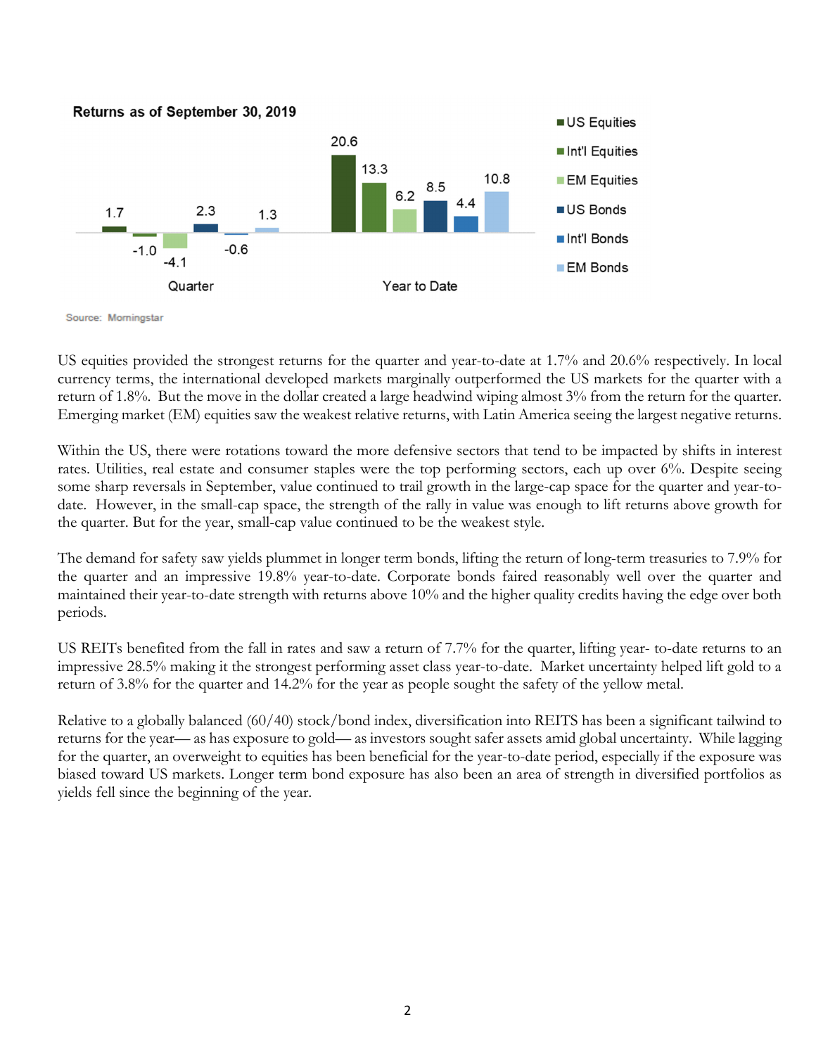**Returns as of September 30, 2019**

| | US Equities | Int'l Equities | EM Equities | US Bonds | Int'l Bonds | EM Bonds |
|---|---|---|---|---|---|---|
| Quarter | 1.7 | -1.0 | -4.1 | 2.3 | -0.6 | 1.3 |
| Year to Date | 20.6 | 13.3 | 6.2 | 8.5 | 4.4 | 10.8 |

Source: Morningstar

US equities provided the strongest returns for the quarter and year-to-date at 1.7% and 20.6% respectively. In local currency terms, the international developed markets marginally outperformed the US markets for the quarter with a return of 1.8%. But the move in the dollar created a large headwind wiping almost 3% from the return for the quarter. Emerging market (EM) equities saw the weakest relative returns, with Latin America seeing the largest negative returns.

Within the US, there were rotations toward the more defensive sectors that tend to be impacted by shifts in interest rates. Utilities, real estate and consumer staples were the top performing sectors, each up over 6%. Despite seeing some sharp reversals in September, value continued to trail growth in the large-cap space for the quarter and year-to-date. However, in the small-cap space, the strength of the rally in value was enough to lift returns above growth for the quarter. But for the year, small-cap value continued to be the weakest style.

The demand for safety saw yields plummet in longer term bonds, lifting the return of long-term treasuries to 7.9% for the quarter and an impressive 19.8% year-to-date. Corporate bonds faired reasonably well over the quarter and maintained their year-to-date strength with returns above 10% and the higher quality credits having the edge over both periods.

US REITs benefited from the fall in rates and saw a return of 7.7% for the quarter, lifting year- to-date returns to an impressive 28.5% making it the strongest performing asset class year-to-date. Market uncertainty helped lift gold to a return of 3.8% for the quarter and 14.2% for the year as people sought the safety of the yellow metal.

Relative to a globally balanced (60/40) stock/bond index, diversification into REITS has been a significant tailwind to returns for the year— as has exposure to gold— as investors sought safer assets amid global uncertainty. While lagging for the quarter, an overweight to equities has been beneficial for the year-to-date period, especially if the exposure was biased toward US markets. Longer term bond exposure has also been an area of strength in diversified portfolios as yields fell since the beginning of the year.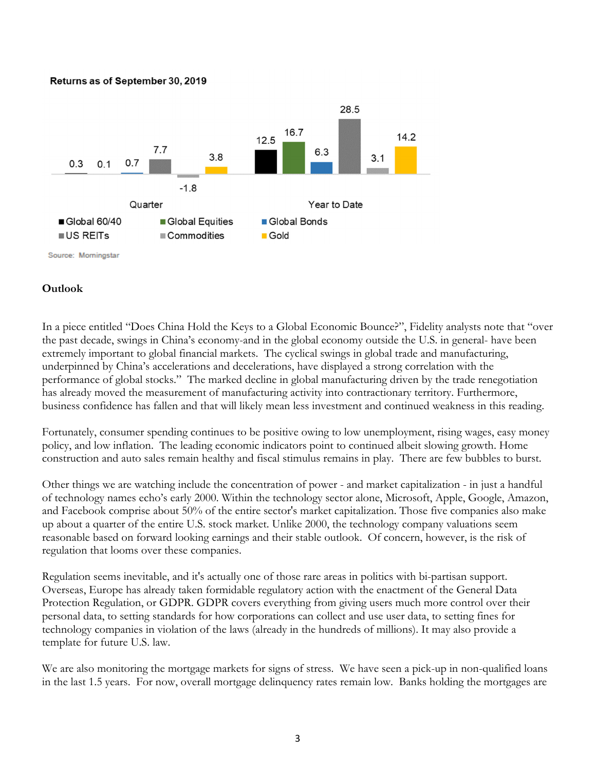**Returns as of September 30, 2019**

| | Global 60/40 | Global Equities | Global Bonds | US REITs | Commodities | Gold |
|---|---|---|---|---|---|---|
| Quarter | 0.3 | 0.1 | 0.7 | 7.7 | -1.8 | 3.8 |
| Year to Date | 12.5 | 16.7 | 6.3 | 28.5 | 3.1 | 14.2 |

Source: Morningstar

**Outlook**

In a piece entitled "Does China Hold the Keys to a Global Economic Bounce?", Fidelity analysts note that "over the past decade, swings in China's economy-and in the global economy outside the U.S. in general- have been extremely important to global financial markets. The cyclical swings in global trade and manufacturing, underpinned by China's accelerations and decelerations, have displayed a strong correlation with the performance of global stocks." The marked decline in global manufacturing driven by the trade renegotiation has already moved the measurement of manufacturing activity into contractionary territory. Furthermore, business confidence has fallen and that will likely mean less investment and continued weakness in this reading.

Fortunately, consumer spending continues to be positive owing to low unemployment, rising wages, easy money policy, and low inflation. The leading economic indicators point to continued albeit slowing growth. Home construction and auto sales remain healthy and fiscal stimulus remains in play. There are few bubbles to burst.

Other things we are watching include the concentration of power - and market capitalization - in just a handful of technology names echo's early 2000. Within the technology sector alone, Microsoft, Apple, Google, Amazon, and Facebook comprise about 50% of the entire sector's market capitalization. Those five companies also make up about a quarter of the entire U.S. stock market. Unlike 2000, the technology company valuations seem reasonable based on forward looking earnings and their stable outlook. Of concern, however, is the risk of regulation that looms over these companies.

Regulation seems inevitable, and it's actually one of those rare areas in politics with bi-partisan support. Overseas, Europe has already taken formidable regulatory action with the enactment of the General Data Protection Regulation, or GDPR. GDPR covers everything from giving users much more control over their personal data, to setting standards for how corporations can collect and use user data, to setting fines for technology companies in violation of the laws (already in the hundreds of millions). It may also provide a template for future U.S. law.

We are also monitoring the mortgage markets for signs of stress. We have seen a pick-up in non-qualified loans in the last 1.5 years. For now, overall mortgage delinquency rates remain low. Banks holding the mortgages are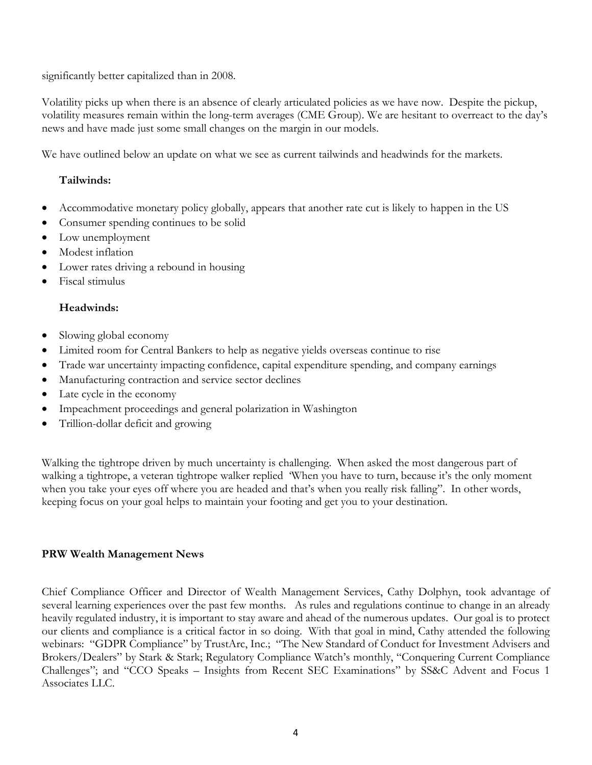significantly better capitalized than in 2008.

Volatility picks up when there is an absence of clearly articulated policies as we have now. Despite the pickup, volatility measures remain within the long-term averages (CME Group). We are hesitant to overreact to the day's news and have made just some small changes on the margin in our models.

We have outlined below an update on what we see as current tailwinds and headwinds for the markets.

**Tailwinds:**

- Accommodative monetary policy globally, appears that another rate cut is likely to happen in the US
- Consumer spending continues to be solid
- Low unemployment
- Modest inflation
- Lower rates driving a rebound in housing
- Fiscal stimulus

**Headwinds:**

- Slowing global economy
- Limited room for Central Bankers to help as negative yields overseas continue to rise
- Trade war uncertainty impacting confidence, capital expenditure spending, and company earnings
- Manufacturing contraction and service sector declines
- Late cycle in the economy
- Impeachment proceedings and general polarization in Washington
- Trillion-dollar deficit and growing

Walking the tightrope driven by much uncertainty is challenging. When asked the most dangerous part of walking a tightrope, a veteran tightrope walker replied 'When you have to turn, because it's the only moment when you take your eyes off where you are headed and that's when you really risk falling". In other words, keeping focus on your goal helps to maintain your footing and get you to your destination.

**PRW Wealth Management News**

Chief Compliance Officer and Director of Wealth Management Services, Cathy Dolphyn, took advantage of several learning experiences over the past few months. As rules and regulations continue to change in an already heavily regulated industry, it is important to stay aware and ahead of the numerous updates. Our goal is to protect our clients and compliance is a critical factor in so doing. With that goal in mind, Cathy attended the following webinars: "GDPR Compliance" by TrustArc, Inc.; "The New Standard of Conduct for Investment Advisers and Brokers/Dealers" by Stark & Stark; Regulatory Compliance Watch's monthly, "Conquering Current Compliance Challenges"; and "CCO Speaks – Insights from Recent SEC Examinations" by SS&C Advent and Focus 1 Associates LLC.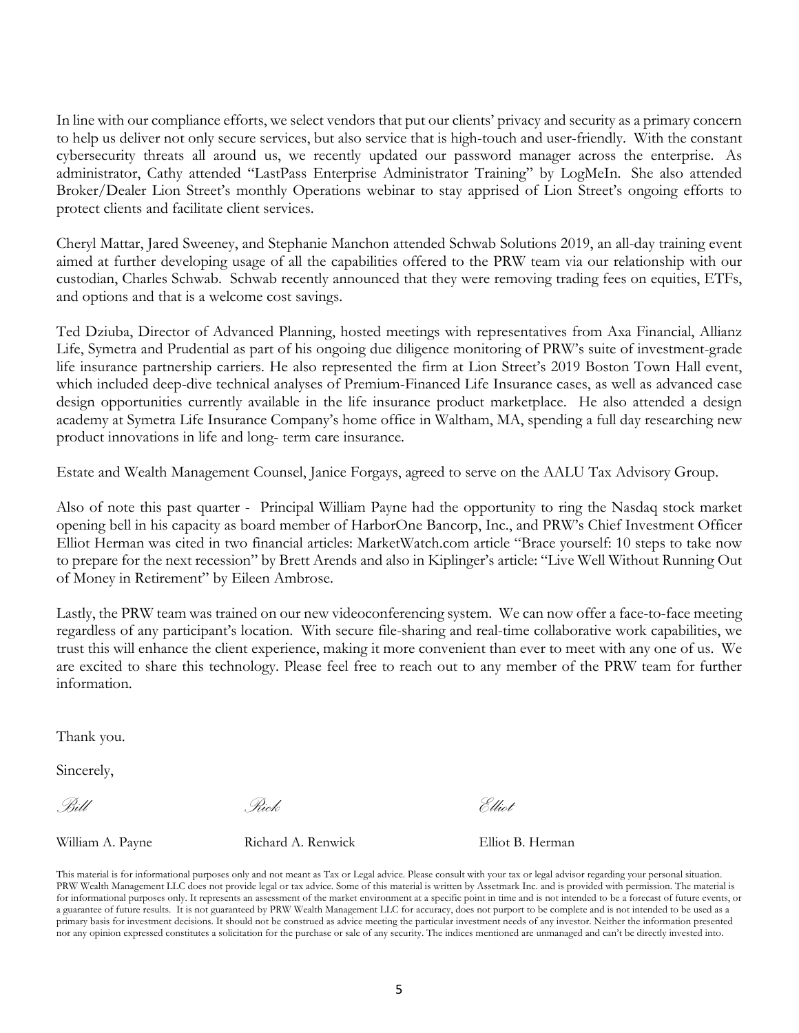In line with our compliance efforts, we select vendors that put our clients' privacy and security as a primary concern to help us deliver not only secure services, but also service that is high-touch and user-friendly. With the constant cybersecurity threats all around us, we recently updated our password manager across the enterprise. As administrator, Cathy attended "LastPass Enterprise Administrator Training" by LogMeIn. She also attended Broker/Dealer Lion Street's monthly Operations webinar to stay apprised of Lion Street's ongoing efforts to protect clients and facilitate client services.

Cheryl Mattar, Jared Sweeney, and Stephanie Manchon attended Schwab Solutions 2019, an all-day training event aimed at further developing usage of all the capabilities offered to the PRW team via our relationship with our custodian, Charles Schwab. Schwab recently announced that they were removing trading fees on equities, ETFs, and options and that is a welcome cost savings.

Ted Dziuba, Director of Advanced Planning, hosted meetings with representatives from Axa Financial, Allianz Life, Symetra and Prudential as part of his ongoing due diligence monitoring of PRW's suite of investment-grade life insurance partnership carriers. He also represented the firm at Lion Street's 2019 Boston Town Hall event, which included deep-dive technical analyses of Premium-Financed Life Insurance cases, as well as advanced case design opportunities currently available in the life insurance product marketplace. He also attended a design academy at Symetra Life Insurance Company's home office in Waltham, MA, spending a full day researching new product innovations in life and long- term care insurance.

Estate and Wealth Management Counsel, Janice Forgays, agreed to serve on the AALU Tax Advisory Group.

Also of note this past quarter - Principal William Payne had the opportunity to ring the Nasdaq stock market opening bell in his capacity as board member of HarborOne Bancorp, Inc., and PRW's Chief Investment Officer Elliot Herman was cited in two financial articles: MarketWatch.com article "Brace yourself: 10 steps to take now to prepare for the next recession" by Brett Arends and also in Kiplinger's article: "Live Well Without Running Out of Money in Retirement" by Eileen Ambrose.

Lastly, the PRW team was trained on our new videoconferencing system. We can now offer a face-to-face meeting regardless of any participant's location. With secure file-sharing and real-time collaborative work capabilities, we trust this will enhance the client experience, making it more convenient than ever to meet with any one of us. We are excited to share this technology. Please feel free to reach out to any member of the PRW team for further information.

Thank you.

Sincerely,

*Bill* *Rick* *Elliot*

William A. Payne Richard A. Renwick Elliot B. Herman

This material is for informational purposes only and not meant as Tax or Legal advice. Please consult with your tax or legal advisor regarding your personal situation. PRW Wealth Management LLC does not provide legal or tax advice. Some of this material is written by Assetmark Inc. and is provided with permission. The material is for informational purposes only. It represents an assessment of the market environment at a specific point in time and is not intended to be a forecast of future events, or a guarantee of future results. It is not guaranteed by PRW Wealth Management LLC for accuracy, does not purport to be complete and is not intended to be used as a primary basis for investment decisions. It should not be construed as advice meeting the particular investment needs of any investor. Neither the information presented nor any opinion expressed constitutes a solicitation for the purchase or sale of any security. The indices mentioned are unmanaged and can't be directly invested into.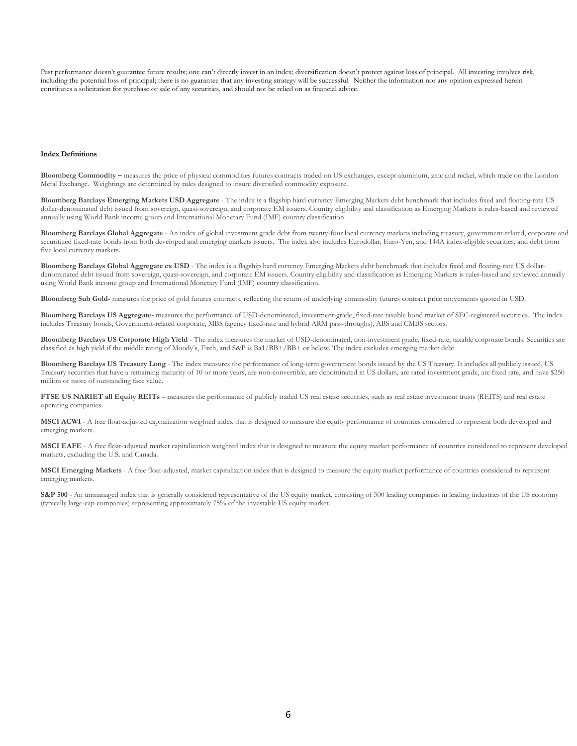Past performance doesn't guarantee future results; one can't directly invest in an index; diversification doesn't protect against loss of principal. All investing involves risk, including the potential loss of principal; there is no guarantee that any investing strategy will be successful. Neither the information nor any opinion expressed herein constitutes a solicitation for purchase or sale of any securities, and should not be relied on as financial advice.

**Index Definitions**

**Bloomberg Commodity –** measures the price of physical commodities futures contracts traded on US exchanges, except aluminum, zinc and nickel, which trade on the London Metal Exchange. Weightings are determined by rules designed to insure diversified commodity exposure.

**Bloomberg Barclays Emerging Markets USD Aggregate** - The index is a flagship hard currency Emerging Markets debt benchmark that includes fixed and floating-rate US dollar-denominated debt issued from sovereign, quasi-sovereign, and corporate EM issuers. Country eligibility and classification as Emerging Markets is rules-based and reviewed annually using World Bank income group and International Monetary Fund (IMF) country classification.

**Bloomberg Barclays Global Aggregate** - An index of global investment grade debt from twenty-four local currency markets including treasury, government-related, corporate and securitized fixed-rate bonds from both developed and emerging markets issuers. The index also includes Eurodollar, Euro-Yen, and 144A index-eligible securities, and debt from five local currency markets.

**Bloomberg Barclays Global Aggregate ex USD** - The index is a flagship hard currency Emerging Markets debt benchmark that includes fixed and floating-rate US dollar-denominated debt issued from sovereign, quasi-sovereign, and corporate EM issuers. Country eligibility and classification as Emerging Markets is rules-based and reviewed annually using World Bank income group and International Monetary Fund (IMF) country classification.

**Bloomberg Sub Gold-** measures the price of gold futures contracts, reflecting the return of underlying commodity futures contract price movements quoted in USD.

**Bloomberg Barclays US Aggregate-** measures the performance of USD-denominated, investment-grade, fixed-rate taxable bond market of SEC-registered securities. The index includes Treasury bonds, Government-related corporate, MBS (agency fixed-rate and hybrid ARM pass-throughs), ABS and CMBS sectors.

**Bloomberg Barclays US Corporate High Yield** - The index measures the market of USD-denominated, non-investment grade, fixed-rate, taxable corporate bonds. Securities are classified as high yield if the middle rating of Moody's, Fitch, and S&P is Ba1/BB+/BB+ or below. The index excludes emerging market debt.

**Bloomberg Barclays US Treasury Long** - The index measures the performance of long-term government bonds issued by the US Treasury. It includes all publicly issued, US Treasury securities that have a remaining maturity of 10 or more years, are non-convertible, are denominated in US dollars, are rated investment grade, are fixed rate, and have $250 million or more of outstanding face value.

**FTSE US NARIET all Equity REITs** – measures the performance of publicly traded US real estate securities, such as real estate investment trusts (REITS) and real estate operating companies.

**MSCI ACWI** - A free float-adjusted capitalization weighted index that is designed to measure the equity performance of countries considered to represent both developed and emerging markets.

**MSCI EAFE** - A free float-adjusted market capitalization weighted index that is designed to measure the equity market performance of countries considered to represent developed markets, excluding the U.S. and Canada.

**MSCI Emerging Markets** - A free float-adjusted, market capitalization index that is designed to measure the equity market performance of countries considered to represent emerging markets.

**S&P 500** - An unmanaged index that is generally considered representative of the US equity market, consisting of 500 leading companies in leading industries of the US economy (typically large-cap companies) representing approximately 75% of the investable US equity market.